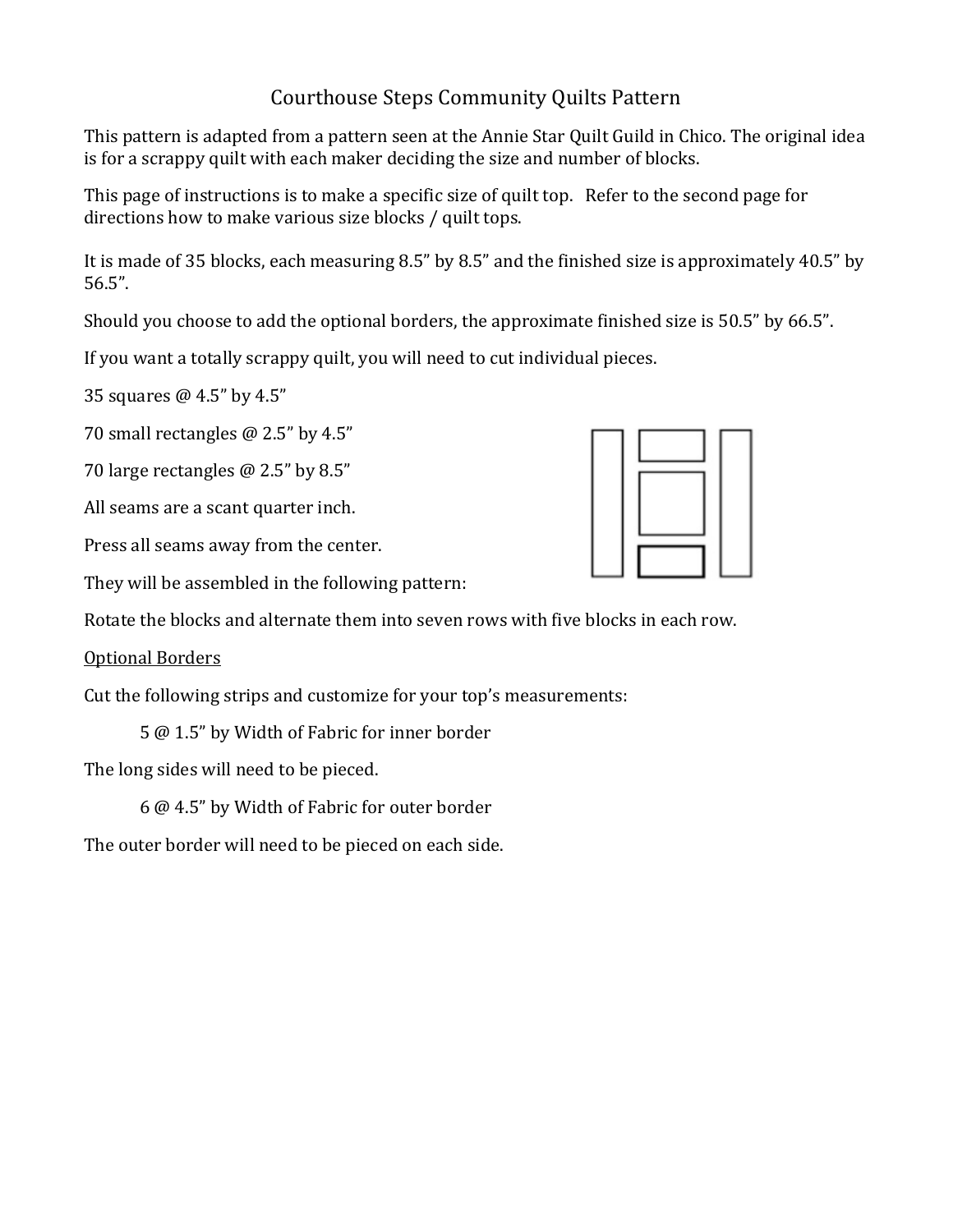# Courthouse Steps Community Quilts Pattern

This pattern is adapted from a pattern seen at the Annie Star Quilt Guild in Chico. The original idea is for a scrappy quilt with each maker deciding the size and number of blocks.

This page of instructions is to make a specific size of quilt top. Refer to the second page for directions how to make various size blocks / quilt tops.

It is made of 35 blocks, each measuring 8.5" by 8.5" and the finished size is approximately 40.5" by 56.5".

Should you choose to add the optional borders, the approximate finished size is 50.5" by 66.5".

If you want a totally scrappy quilt, you will need to cut individual pieces.

35 squares @ 4.5" by 4.5"

70 small rectangles @ 2.5" by 4.5"

70 large rectangles @ 2.5" by 8.5"

All seams are a scant quarter inch.

Press all seams away from the center.

They will be assembled in the following pattern:

Rotate the blocks and alternate them into seven rows with five blocks in each row.

<u>Optional Borders</u>

Cut the following strips and customize for your top's measurements:

  5 @ 1.5" by Width of Fabric for inner border

The long sides will need to be pieced.

  6 @ 4.5" by Width of Fabric for outer border

The outer border will need to be pieced on each side.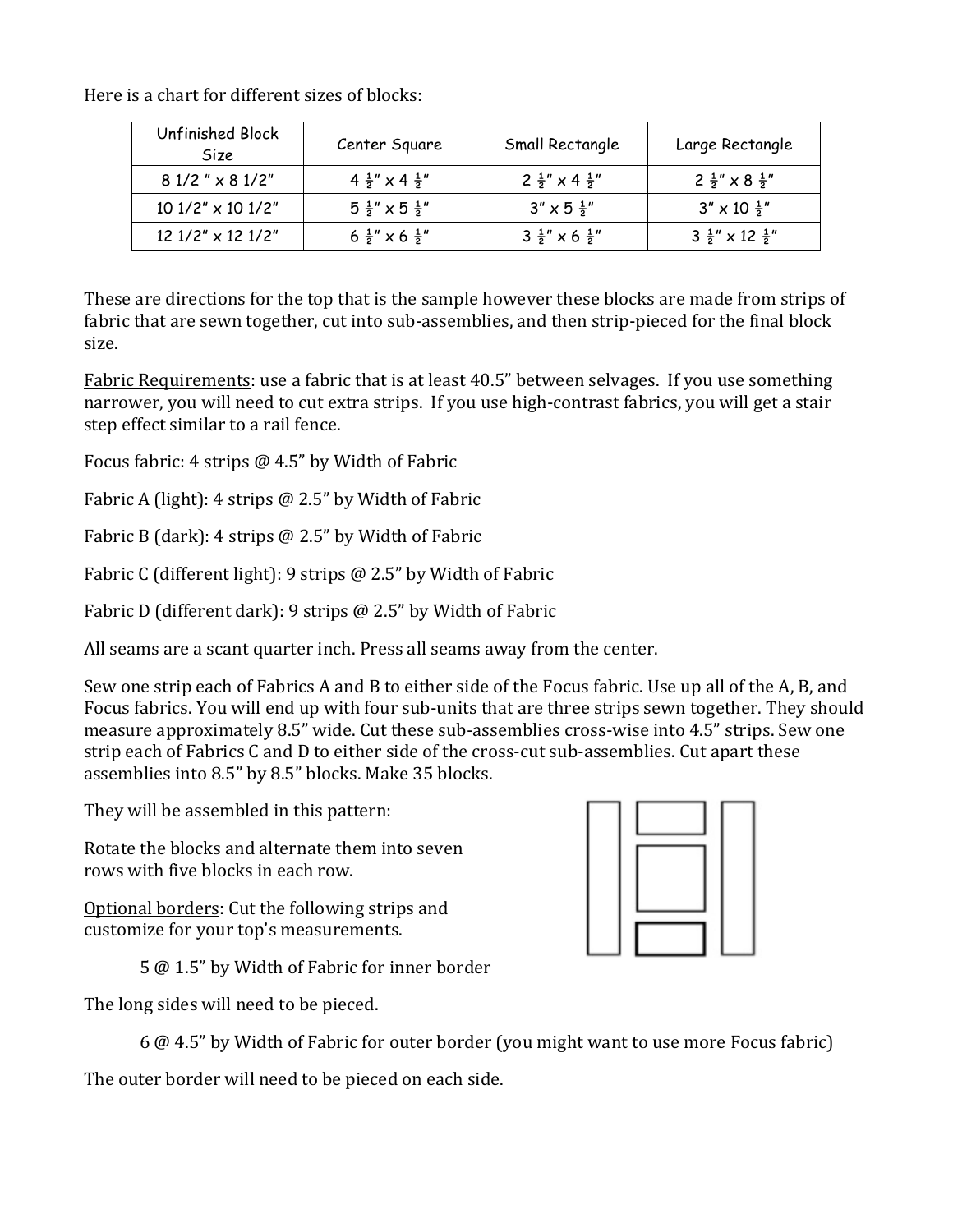Here is a chart for different sizes of blocks:

| Unfinished Block Size | Center Square | Small Rectangle | Large Rectangle |
| --- | --- | --- | --- |
| 8 1/2 " x 8 1/2" | 4 ½" x 4 ½" | 2 ½" x 4 ½" | 2 ½" x 8 ½" |
| 10 1/2" x 10 1/2" | 5 ½" x 5 ½" | 3" x 5 ½" | 3" x 10 ½" |
| 12 1/2" x 12 1/2" | 6 ½" x 6 ½" | 3 ½" x 6 ½" | 3 ½" x 12 ½" |

These are directions for the top that is the sample however these blocks are made from strips of fabric that are sewn together, cut into sub-assemblies, and then strip-pieced for the final block size.

Fabric Requirements: use a fabric that is at least 40.5" between selvages. If you use something narrower, you will need to cut extra strips. If you use high-contrast fabrics, you will get a stair step effect similar to a rail fence.

Focus fabric: 4 strips @ 4.5" by Width of Fabric

Fabric A (light): 4 strips @ 2.5" by Width of Fabric

Fabric B (dark): 4 strips @ 2.5" by Width of Fabric

Fabric C (different light): 9 strips @ 2.5" by Width of Fabric

Fabric D (different dark): 9 strips @ 2.5" by Width of Fabric

All seams are a scant quarter inch. Press all seams away from the center.

Sew one strip each of Fabrics A and B to either side of the Focus fabric. Use up all of the A, B, and Focus fabrics. You will end up with four sub-units that are three strips sewn together. They should measure approximately 8.5" wide. Cut these sub-assemblies cross-wise into 4.5" strips. Sew one strip each of Fabrics C and D to either side of the cross-cut sub-assemblies. Cut apart these assemblies into 8.5" by 8.5" blocks. Make 35 blocks.

They will be assembled in this pattern:

Rotate the blocks and alternate them into seven rows with five blocks in each row.

Optional borders: Cut the following strips and customize for your top's measurements.

5 @ 1.5" by Width of Fabric for inner border

The long sides will need to be pieced.

6 @ 4.5" by Width of Fabric for outer border (you might want to use more Focus fabric)

The outer border will need to be pieced on each side.